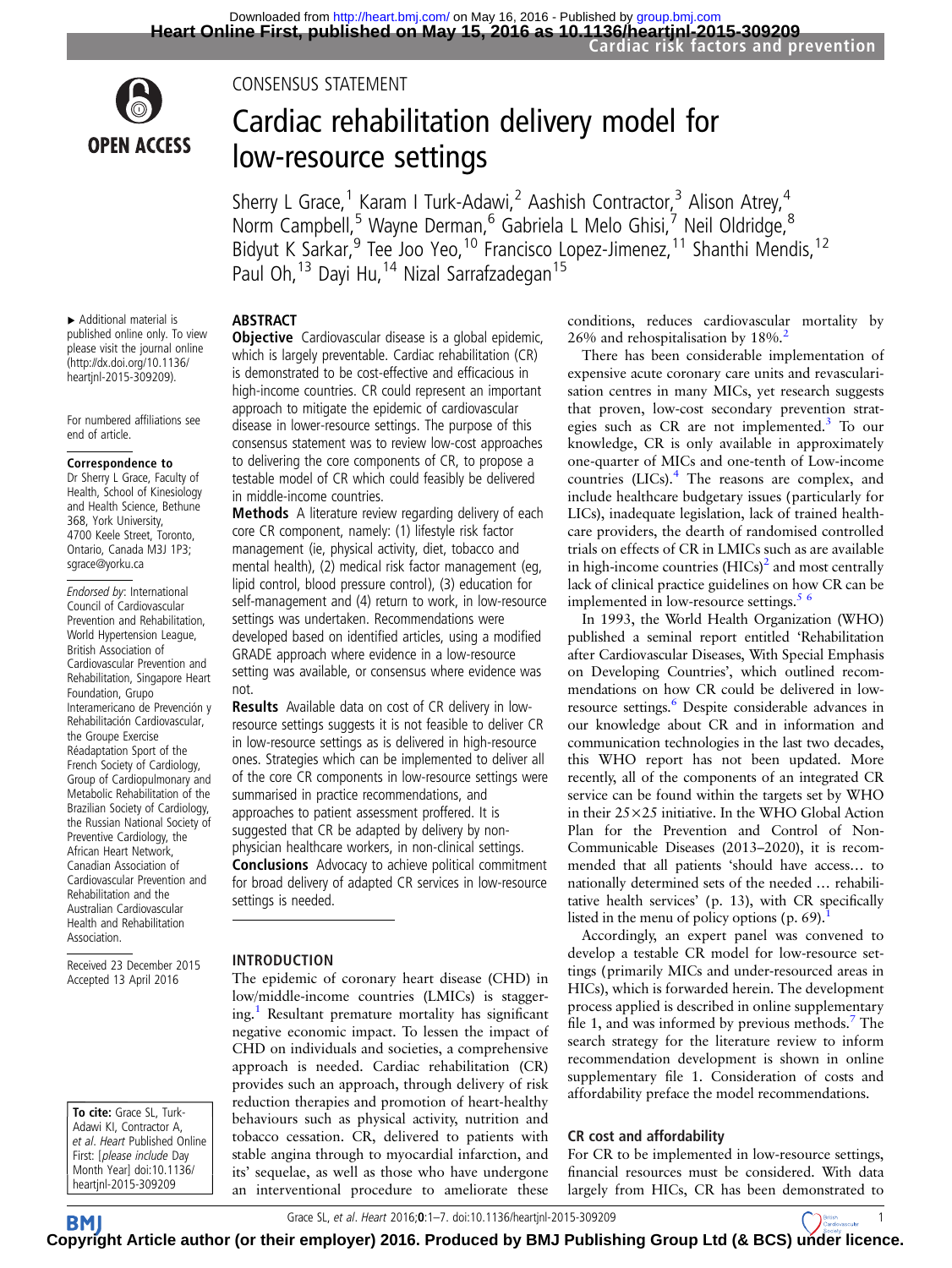CONSENSUS STATEMENT

# Cardiac rehabilitation delivery model for low-resource settings

Sherry L Grace,[1] Karam I Turk-Adawi,[2] Aashish Contractor,[3] Alison Atrey,[4] Norm Campbell,[5] Wayne Derman,[6] Gabriela L Melo Ghisi,[7] Neil Oldridge,[8] Bidyut K Sarkar,[9] Tee Joo Yeo,[10] Francisco Lopez-Jimenez,[11] Shanthi Mendis,[12] Paul Oh,[13] Dayi Hu,[14] Nizal Sarrafzadegan[15]

▸ Additional material is published online only. To view please visit the journal online (http://dx.doi.org/10.1136/heartjnl-2015-309209).

For numbered affiliations see end of article.

**Correspondence to**
Dr Sherry L Grace, Faculty of Health, School of Kinesiology and Health Science, Bethune 368, York University, 4700 Keele Street, Toronto, Ontario, Canada M3J 1P3; sgrace@yorku.ca

*Endorsed by*: International Council of Cardiovascular Prevention and Rehabilitation, World Hypertension League, British Association of Cardiovascular Prevention and Rehabilitation, Singapore Heart Foundation, Grupo Interamericano de Prevención y Rehabilitación Cardiovascular, the Groupe Exercise Réadaptation Sport of the French Society of Cardiology, Group of Cardiopulmonary and Metabolic Rehabilitation of the Brazilian Society of Cardiology, the Russian National Society of Preventive Cardiology, the African Heart Network, Canadian Association of Cardiovascular Prevention and Rehabilitation and the Australian Cardiovascular Health and Rehabilitation Association.

Received 23 December 2015
Accepted 13 April 2016

**To cite:** Grace SL, Turk-Adawi KI, Contractor A, *et al*. *Heart* Published Online First: [*please include* Day Month Year] doi:10.1136/heartjnl-2015-309209

## ABSTRACT

**Objective** Cardiovascular disease is a global epidemic, which is largely preventable. Cardiac rehabilitation (CR) is demonstrated to be cost-effective and efficacious in high-income countries. CR could represent an important approach to mitigate the epidemic of cardiovascular disease in lower-resource settings. The purpose of this consensus statement was to review low-cost approaches to delivering the core components of CR, to propose a testable model of CR which could feasibly be delivered in middle-income countries.

**Methods** A literature review regarding delivery of each core CR component, namely: (1) lifestyle risk factor management (ie, physical activity, diet, tobacco and mental health), (2) medical risk factor management (eg, lipid control, blood pressure control), (3) education for self-management and (4) return to work, in low-resource settings was undertaken. Recommendations were developed based on identified articles, using a modified GRADE approach where evidence in a low-resource setting was available, or consensus where evidence was not.

**Results** Available data on cost of CR delivery in low-resource settings suggests it is not feasible to deliver CR in low-resource settings as is delivered in high-resource ones. Strategies which can be implemented to deliver all of the core CR components in low-resource settings were summarised in practice recommendations, and approaches to patient assessment proffered. It is suggested that CR be adapted by delivery by non-physician healthcare workers, in non-clinical settings.

**Conclusions** Advocacy to achieve political commitment for broad delivery of adapted CR services in low-resource settings is needed.

## INTRODUCTION

The epidemic of coronary heart disease (CHD) in low/middle-income countries (LMICs) is staggering.[1] Resultant premature mortality has significant negative economic impact. To lessen the impact of CHD on individuals and societies, a comprehensive approach is needed. Cardiac rehabilitation (CR) provides such an approach, through delivery of risk reduction therapies and promotion of heart-healthy behaviours such as physical activity, nutrition and tobacco cessation. CR, delivered to patients with stable angina through to myocardial infarction, and its' sequelae, as well as those who have undergone an interventional procedure to ameliorate these conditions, reduces cardiovascular mortality by 26% and rehospitalisation by 18%.[2]

There has been considerable implementation of expensive acute coronary care units and revascularisation centres in many MICs, yet research suggests that proven, low-cost secondary prevention strategies such as CR are not implemented.[3] To our knowledge, CR is only available in approximately one-quarter of MICs and one-tenth of Low-income countries (LICs).[4] The reasons are complex, and include healthcare budgetary issues (particularly for LICs), inadequate legislation, lack of trained healthcare providers, the dearth of randomised controlled trials on effects of CR in LMICs such as are available in high-income countries (HICs)[2] and most centrally lack of clinical practice guidelines on how CR can be implemented in low-resource settings.[5 6]

In 1993, the World Health Organization (WHO) published a seminal report entitled 'Rehabilitation after Cardiovascular Diseases, With Special Emphasis on Developing Countries', which outlined recommendations on how CR could be delivered in low-resource settings.[6] Despite considerable advances in our knowledge about CR and in information and communication technologies in the last two decades, this WHO report has not been updated. More recently, all of the components of an integrated CR service can be found within the targets set by WHO in their 25×25 initiative. In the WHO Global Action Plan for the Prevention and Control of Non-Communicable Diseases (2013–2020), it is recommended that all patients 'should have access… to nationally determined sets of the needed … rehabilitative health services' (p. 13), with CR specifically listed in the menu of policy options (p. 69).[1]

Accordingly, an expert panel was convened to develop a testable CR model for low-resource settings (primarily MICs and under-resourced areas in HICs), which is forwarded herein. The development process applied is described in online supplementary file 1, and was informed by previous methods.[7] The search strategy for the literature review to inform recommendation development is shown in online supplementary file 1. Consideration of costs and affordability preface the model recommendations.

### CR cost and affordability

For CR to be implemented in low-resource settings, financial resources must be considered. With data largely from HICs, CR has been demonstrated to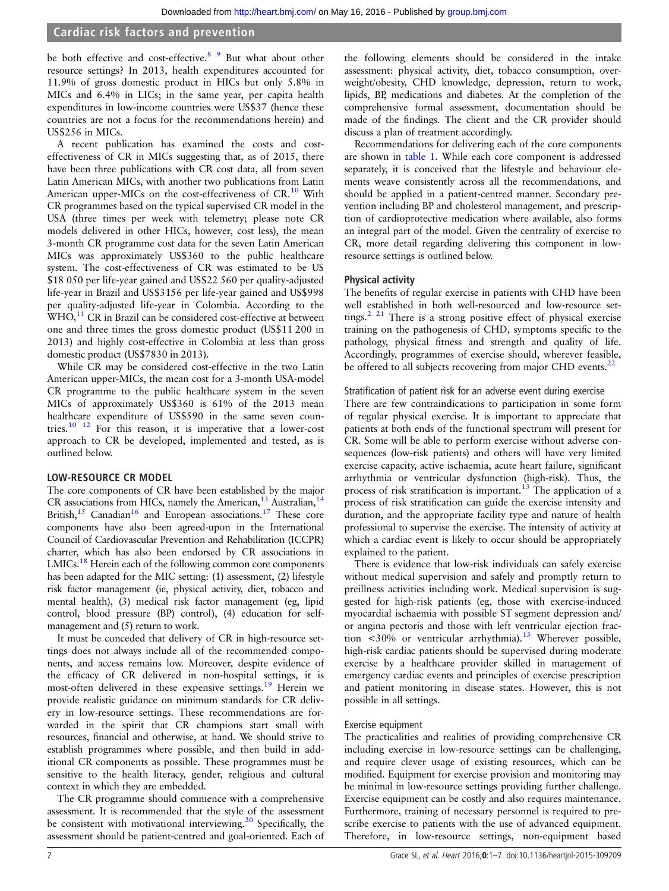be both effective and cost-effective.[8 9] But what about other resource settings? In 2013, health expenditures accounted for 11.9% of gross domestic product in HICs but only 5.8% in MICs and 6.4% in LICs; in the same year, per capita health expenditures in low-income countries were US$37 (hence these countries are not a focus for the recommendations herein) and US$256 in MICs.

A recent publication has examined the costs and cost-effectiveness of CR in MICs suggesting that, as of 2015, there have been three publications with CR cost data, all from seven Latin American MICs, with another two publications from Latin American upper-MICs on the cost-effectiveness of CR.[10] With CR programmes based on the typical supervised CR model in the USA (three times per week with telemetry; please note CR models delivered in other HICs, however, cost less), the mean 3-month CR programme cost data for the seven Latin American MICs was approximately US$360 to the public healthcare system. The cost-effectiveness of CR was estimated to be US $18 050 per life-year gained and US$22 560 per quality-adjusted life-year in Brazil and US$3156 per life-year gained and US$998 per quality-adjusted life-year in Colombia. According to the WHO,[11] CR in Brazil can be considered cost-effective at between one and three times the gross domestic product (US$11 200 in 2013) and highly cost-effective in Colombia at less than gross domestic product (US$7830 in 2013).

While CR may be considered cost-effective in the two Latin American upper-MICs, the mean cost for a 3-month USA-model CR programme to the public healthcare system in the seven MICs of approximately US$360 is 61% of the 2013 mean healthcare expenditure of US$590 in the same seven countries.[10 12] For this reason, it is imperative that a lower-cost approach to CR be developed, implemented and tested, as is outlined below.

## LOW-RESOURCE CR MODEL

The core components of CR have been established by the major CR associations from HICs, namely the American,[13] Australian,[14] British,[15] Canadian[16] and European associations.[17] These core components have also been agreed-upon in the International Council of Cardiovascular Prevention and Rehabilitation (ICCPR) charter, which has also been endorsed by CR associations in LMICs.[18] Herein each of the following common core components has been adapted for the MIC setting: (1) assessment, (2) lifestyle risk factor management (ie, physical activity, diet, tobacco and mental health), (3) medical risk factor management (eg, lipid control, blood pressure (BP) control), (4) education for self-management and (5) return to work.

It must be conceded that delivery of CR in high-resource settings does not always include all of the recommended components, and access remains low. Moreover, despite evidence of the efficacy of CR delivered in non-hospital settings, it is most-often delivered in these expensive settings.[19] Herein we provide realistic guidance on minimum standards for CR delivery in low-resource settings. These recommendations are forwarded in the spirit that CR champions start small with resources, financial and otherwise, at hand. We should strive to establish programmes where possible, and then build in additional CR components as possible. These programmes must be sensitive to the health literacy, gender, religious and cultural context in which they are embedded.

The CR programme should commence with a comprehensive assessment. It is recommended that the style of the assessment be consistent with motivational interviewing.[20] Specifically, the assessment should be patient-centred and goal-oriented. Each of the following elements should be considered in the intake assessment: physical activity, diet, tobacco consumption, overweight/obesity, CHD knowledge, depression, return to work, lipids, BP, medications and diabetes. At the completion of the comprehensive formal assessment, documentation should be made of the findings. The client and the CR provider should discuss a plan of treatment accordingly.

Recommendations for delivering each of the core components are shown in table 1. While each core component is addressed separately, it is conceived that the lifestyle and behaviour elements weave consistently across all the recommendations, and should be applied in a patient-centred manner. Secondary prevention including BP and cholesterol management, and prescription of cardioprotective medication where available, also forms an integral part of the model. Given the centrality of exercise to CR, more detail regarding delivering this component in low-resource settings is outlined below.

### Physical activity

The benefits of regular exercise in patients with CHD have been well established in both well-resourced and low-resource settings.[2 21] There is a strong positive effect of physical exercise training on the pathogenesis of CHD, symptoms specific to the pathology, physical fitness and strength and quality of life. Accordingly, programmes of exercise should, wherever feasible, be offered to all subjects recovering from major CHD events.[22]

#### Stratification of patient risk for an adverse event during exercise

There are few contraindications to participation in some form of regular physical exercise. It is important to appreciate that patients at both ends of the functional spectrum will present for CR. Some will be able to perform exercise without adverse consequences (low-risk patients) and others will have very limited exercise capacity, active ischaemia, acute heart failure, significant arrhythmia or ventricular dysfunction (high-risk). Thus, the process of risk stratification is important.[13] The application of a process of risk stratification can guide the exercise intensity and duration, and the appropriate facility type and nature of health professional to supervise the exercise. The intensity of activity at which a cardiac event is likely to occur should be appropriately explained to the patient.

There is evidence that low-risk individuals can safely exercise without medical supervision and safely and promptly return to preillness activities including work. Medical supervision is suggested for high-risk patients (eg, those with exercise-induced myocardial ischaemia with possible ST segment depression and/or angina pectoris and those with left ventricular ejection fraction <30% or ventricular arrhythmia).[13] Wherever possible, high-risk cardiac patients should be supervised during moderate exercise by a healthcare provider skilled in management of emergency cardiac events and principles of exercise prescription and patient monitoring in disease states. However, this is not possible in all settings.

#### Exercise equipment

The practicalities and realities of providing comprehensive CR including exercise in low-resource settings can be challenging, and require clever usage of existing resources, which can be modified. Equipment for exercise provision and monitoring may be minimal in low-resource settings providing further challenge. Exercise equipment can be costly and also requires maintenance. Furthermore, training of necessary personnel is required to prescribe exercise to patients with the use of advanced equipment. Therefore, in low-resource settings, non-equipment based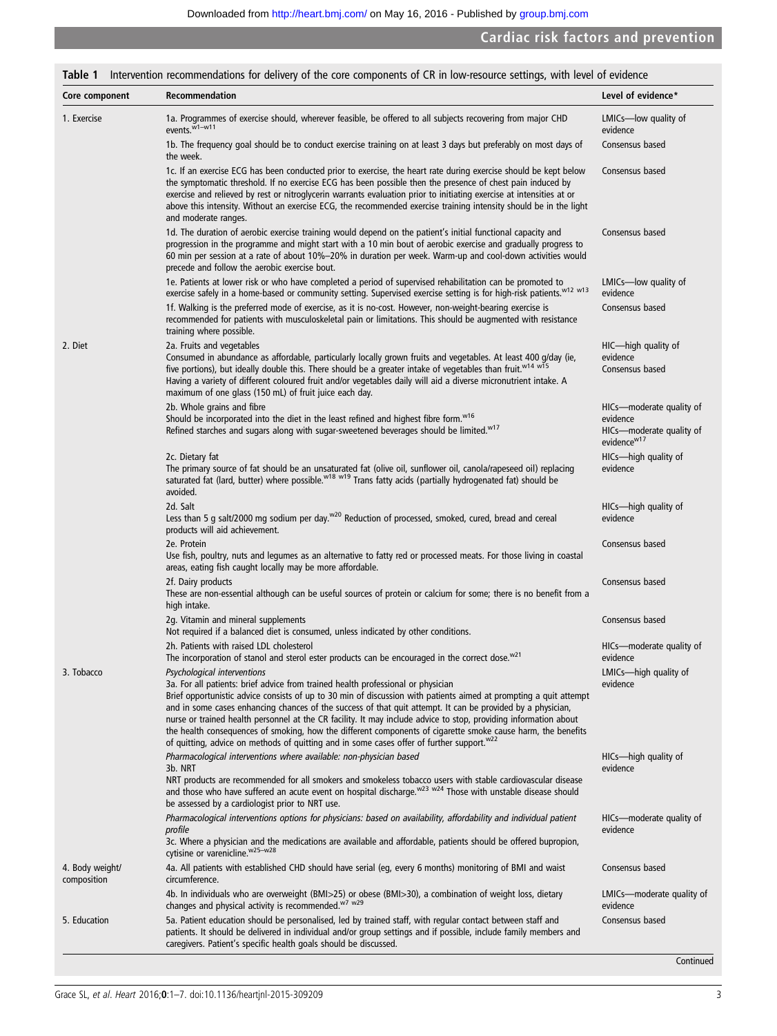**Table 1** Intervention recommendations for delivery of the core components of CR in low-resource settings, with level of evidence

| Core component | Recommendation | Level of evidence* |
|---|---|---|
| 1. Exercise | 1a. Programmes of exercise should, wherever feasible, be offered to all subjects recovering from major CHD events.[w1–w11] | LMICs—low quality of evidence |
| | 1b. The frequency goal should be to conduct exercise training on at least 3 days but preferably on most days of the week. | Consensus based |
| | 1c. If an exercise ECG has been conducted prior to exercise, the heart rate during exercise should be kept below the symptomatic threshold. If no exercise ECG has been possible then the presence of chest pain induced by exercise and relieved by rest or nitroglycerin warrants evaluation prior to initiating exercise at intensities at or above this intensity. Without an exercise ECG, the recommended exercise training intensity should be in the light and moderate ranges. | Consensus based |
| | 1d. The duration of aerobic exercise training would depend on the patient's initial functional capacity and progression in the programme and might start with a 10 min bout of aerobic exercise and gradually progress to 60 min per session at a rate of about 10%–20% in duration per week. Warm-up and cool-down activities would precede and follow the aerobic exercise bout. | Consensus based |
| | 1e. Patients at lower risk or who have completed a period of supervised rehabilitation can be promoted to exercise safely in a home-based or community setting. Supervised exercise setting is for high-risk patients.[w12 w13] | LMICs—low quality of evidence |
| | 1f. Walking is the preferred mode of exercise, as it is no-cost. However, non-weight-bearing exercise is recommended for patients with musculoskeletal pain or limitations. This should be augmented with resistance training where possible. | Consensus based |
| 2. Diet | 2a. Fruits and vegetables<br>Consumed in abundance as affordable, particularly locally grown fruits and vegetables. At least 400 g/day (ie, five portions), but ideally double this. There should be a greater intake of vegetables than fruit.[w14 w15]<br>Having a variety of different coloured fruit and/or vegetables daily will aid a diverse micronutrient intake. A maximum of one glass (150 mL) of fruit juice each day. | HIC—high quality of evidence<br>Consensus based |
| | 2b. Whole grains and fibre<br>Should be incorporated into the diet in the least refined and highest fibre form.[w16]<br>Refined starches and sugars along with sugar-sweetened beverages should be limited.[w17] | HICs—moderate quality of evidence<br>HICs—moderate quality of evidence[w17] |
| | 2c. Dietary fat<br>The primary source of fat should be an unsaturated fat (olive oil, sunflower oil, canola/rapeseed oil) replacing saturated fat (lard, butter) where possible.[w18 w19] Trans fatty acids (partially hydrogenated fat) should be avoided. | HICs—high quality of evidence |
| | 2d. Salt<br>Less than 5 g salt/2000 mg sodium per day.[w20] Reduction of processed, smoked, cured, bread and cereal products will aid achievement. | HICs—high quality of evidence |
| | 2e. Protein<br>Use fish, poultry, nuts and legumes as an alternative to fatty red or processed meats. For those living in coastal areas, eating fish caught locally may be more affordable. | Consensus based |
| | 2f. Dairy products<br>These are non-essential although can be useful sources of protein or calcium for some; there is no benefit from a high intake. | Consensus based |
| | 2g. Vitamin and mineral supplements<br>Not required if a balanced diet is consumed, unless indicated by other conditions. | Consensus based |
| | 2h. Patients with raised LDL cholesterol<br>The incorporation of stanol and sterol ester products can be encouraged in the correct dose.[w21] | HICs—moderate quality of evidence |
| 3. Tobacco | *Psychological interventions*<br>3a. For all patients: brief advice from trained health professional or physician<br>Brief opportunistic advice consists of up to 30 min of discussion with patients aimed at prompting a quit attempt and in some cases enhancing chances of the success of that quit attempt. It can be provided by a physician, nurse or trained health personnel at the CR facility. It may include advice to stop, providing information about the health consequences of smoking, how the different components of cigarette smoke cause harm, the benefits of quitting, advice on methods of quitting and in some cases offer of further support.[w22] | LMICs—high quality of evidence |
| | *Pharmacological interventions where available: non-physician based*<br>3b. NRT<br>NRT products are recommended for all smokers and smokeless tobacco users with stable cardiovascular disease and those who have suffered an acute event on hospital discharge.[w23 w24] Those with unstable disease should be assessed by a cardiologist prior to NRT use. | HICs—high quality of evidence |
| | *Pharmacological interventions options for physicians: based on availability, affordability and individual patient profile*<br>3c. Where a physician and the medications are available and affordable, patients should be offered bupropion, cytisine or varenicline.[w25–w28] | HICs—moderate quality of evidence |
| 4. Body weight/ composition | 4a. All patients with established CHD should have serial (eg, every 6 months) monitoring of BMI and waist circumference. | Consensus based |
| | 4b. In individuals who are overweight (BMI>25) or obese (BMI>30), a combination of weight loss, dietary changes and physical activity is recommended.[w7 w29] | LMICs—moderate quality of evidence |
| 5. Education | 5a. Patient education should be personalised, led by trained staff, with regular contact between staff and patients. It should be delivered in individual and/or group settings and if possible, include family members and caregivers. Patient's specific health goals should be discussed. | Consensus based |

Continued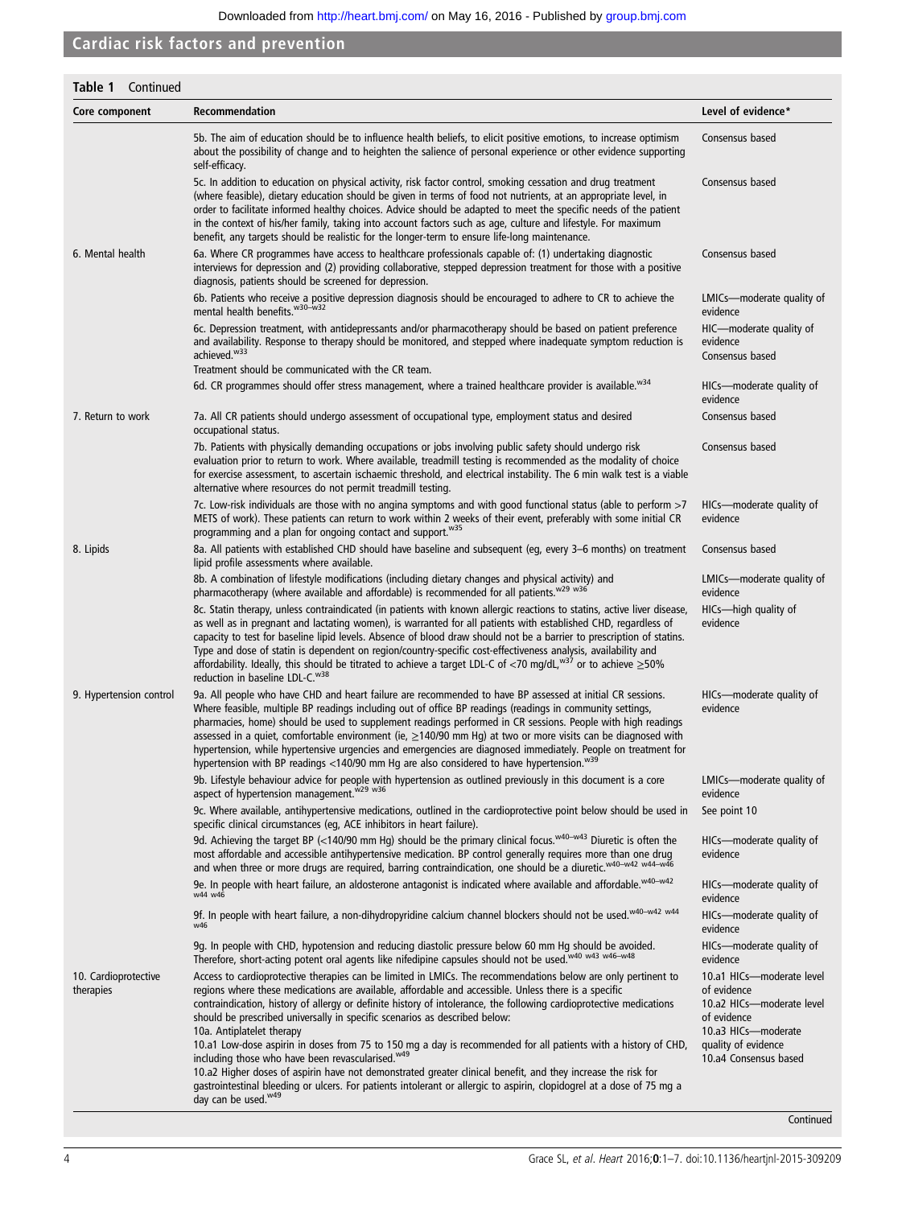**Table 1** Continued

| Core component | Recommendation | Level of evidence* |
|---|---|---|
| | 5b. The aim of education should be to influence health beliefs, to elicit positive emotions, to increase optimism about the possibility of change and to heighten the salience of personal experience or other evidence supporting self-efficacy. | Consensus based |
| | 5c. In addition to education on physical activity, risk factor control, smoking cessation and drug treatment (where feasible), dietary education should be given in terms of food not nutrients, at an appropriate level, in order to facilitate informed healthy choices. Advice should be adapted to meet the specific needs of the patient in the context of his/her family, taking into account factors such as age, culture and lifestyle. For maximum benefit, any targets should be realistic for the longer-term to ensure life-long maintenance. | Consensus based |
| 6. Mental health | 6a. Where CR programmes have access to healthcare professionals capable of: (1) undertaking diagnostic interviews for depression and (2) providing collaborative, stepped depression treatment for those with a positive diagnosis, patients should be screened for depression. | Consensus based |
| | 6b. Patients who receive a positive depression diagnosis should be encouraged to adhere to CR to achieve the mental health benefits.[w30–w32] | LMICs—moderate quality of evidence |
| | 6c. Depression treatment, with antidepressants and/or pharmacotherapy should be based on patient preference and availability. Response to therapy should be monitored, and stepped where inadequate symptom reduction is achieved.[w33] Treatment should be communicated with the CR team. | HIC—moderate quality of evidence Consensus based |
| | 6d. CR programmes should offer stress management, where a trained healthcare provider is available.[w34] | HICs—moderate quality of evidence |
| 7. Return to work | 7a. All CR patients should undergo assessment of occupational type, employment status and desired occupational status. | Consensus based |
| | 7b. Patients with physically demanding occupations or jobs involving public safety should undergo risk evaluation prior to return to work. Where available, treadmill testing is recommended as the modality of choice for exercise assessment, to ascertain ischaemic threshold, and electrical instability. The 6 min walk test is a viable alternative where resources do not permit treadmill testing. | Consensus based |
| | 7c. Low-risk individuals are those with no angina symptoms and with good functional status (able to perform >7 METS of work). These patients can return to work within 2 weeks of their event, preferably with some initial CR programming and a plan for ongoing contact and support.[w35] | HICs—moderate quality of evidence |
| 8. Lipids | 8a. All patients with established CHD should have baseline and subsequent (eg, every 3–6 months) on treatment lipid profile assessments where available. | Consensus based |
| | 8b. A combination of lifestyle modifications (including dietary changes and physical activity) and pharmacotherapy (where available and affordable) is recommended for all patients.[w29 w36] | LMICs—moderate quality of evidence |
| | 8c. Statin therapy, unless contraindicated (in patients with known allergic reactions to statins, active liver disease, as well as in pregnant and lactating women), is warranted for all patients with established CHD, regardless of capacity to test for baseline lipid levels. Absence of blood draw should not be a barrier to prescription of statins. Type and dose of statin is dependent on region/country-specific cost-effectiveness analysis, availability and affordability. Ideally, this should be titrated to achieve a target LDL-C of <70 mg/dL,[w37] or to achieve ≥50% reduction in baseline LDL-C.[w38] | HICs—high quality of evidence |
| 9. Hypertension control | 9a. All people who have CHD and heart failure are recommended to have BP assessed at initial CR sessions. Where feasible, multiple BP readings including out of office BP readings (readings in community settings, pharmacies, home) should be used to supplement readings performed in CR sessions. People with high readings assessed in a quiet, comfortable environment (ie, ≥140/90 mm Hg) at two or more visits can be diagnosed with hypertension, while hypertensive urgencies and emergencies are diagnosed immediately. People on treatment for hypertension with BP readings <140/90 mm Hg are also considered to have hypertension.[w39] | HICs—moderate quality of evidence |
| | 9b. Lifestyle behaviour advice for people with hypertension as outlined previously in this document is a core aspect of hypertension management.[w29 w36] | LMICs—moderate quality of evidence |
| | 9c. Where available, antihypertensive medications, outlined in the cardioprotective point below should be used in specific clinical circumstances (eg, ACE inhibitors in heart failure). | See point 10 |
| | 9d. Achieving the target BP (<140/90 mm Hg) should be the primary clinical focus.[w40–w43] Diuretic is often the most affordable and accessible antihypertensive medication. BP control generally requires more than one drug and when three or more drugs are required, barring contraindication, one should be a diuretic.[w40–w42 w44–w46] | HICs—moderate quality of evidence |
| | 9e. In people with heart failure, an aldosterone antagonist is indicated where available and affordable.[w40–w42 w44 w46] | HICs—moderate quality of evidence |
| | 9f. In people with heart failure, a non-dihydropyridine calcium channel blockers should not be used.[w40–w42 w44 w46] | HICs—moderate quality of evidence |
| | 9g. In people with CHD, hypotension and reducing diastolic pressure below 60 mm Hg should be avoided. Therefore, short-acting potent oral agents like nifedipine capsules should not be used.[w40 w43 w46–w48] | HICs—moderate quality of evidence |
| 10. Cardioprotective therapies | Access to cardioprotective therapies can be limited in LMICs. The recommendations below are only pertinent to regions where these medications are available, affordable and accessible. Unless there is a specific contraindication, history of allergy or definite history of intolerance, the following cardioprotective medications should be prescribed universally in specific scenarios as described below:<br>10a. Antiplatelet therapy<br>10.a1 Low-dose aspirin in doses from 75 to 150 mg a day is recommended for all patients with a history of CHD, including those who have been revascularised.[w49]<br>10.a2 Higher doses of aspirin have not demonstrated greater clinical benefit, and they increase the risk for gastrointestinal bleeding or ulcers. For patients intolerant or allergic to aspirin, clopidogrel at a dose of 75 mg a day can be used.[w49] | 10.a1 HICs—moderate level of evidence<br>10.a2 HICs—moderate level of evidence<br>10.a3 HICs—moderate quality of evidence<br>10.a4 Consensus based |

Continued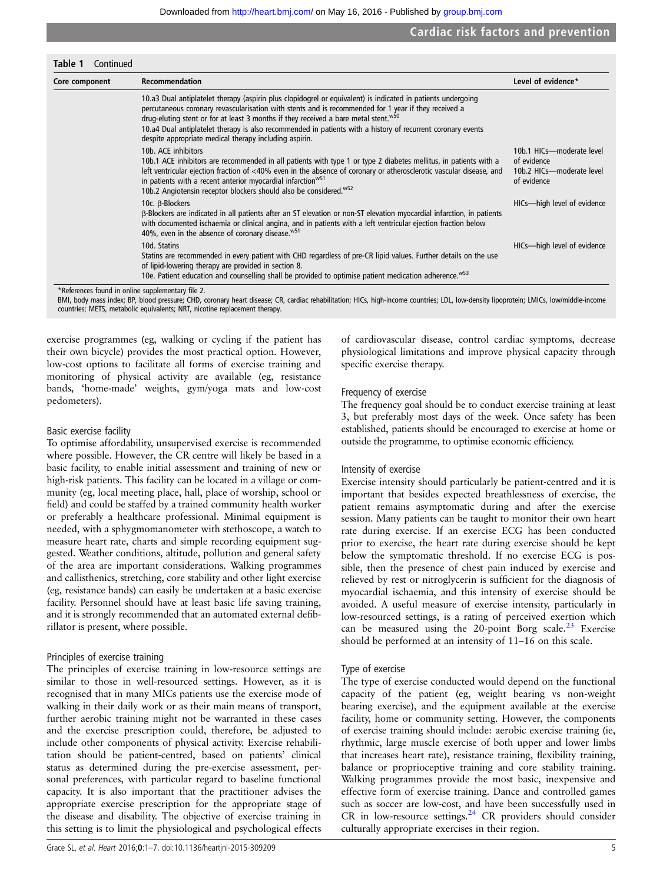**Table 1** Continued

| Core component | Recommendation | Level of evidence* |
|---|---|---|
| | 10.a3 Dual antiplatelet therapy (aspirin plus clopidogrel or equivalent) is indicated in patients undergoing percutaneous coronary revascularisation with stents and is recommended for 1 year if they received a drug-eluting stent or for at least 3 months if they received a bare metal stent.[w50]<br>10.a4 Dual antiplatelet therapy is also recommended in patients with a history of recurrent coronary events despite appropriate medical therapy including aspirin. | |
| | 10b. ACE inhibitors<br>10b.1 ACE inhibitors are recommended in all patients with type 1 or type 2 diabetes mellitus, in patients with a left ventricular ejection fraction of <40% even in the absence of coronary or atherosclerotic vascular disease, and in patients with a recent anterior myocardial infarction[w51]<br>10b.2 Angiotensin receptor blockers should also be considered.[w52] | 10b.1 HICs—moderate level of evidence<br>10b.2 HICs—moderate level of evidence |
| | 10c. β-Blockers<br>β-Blockers are indicated in all patients after an ST elevation or non-ST elevation myocardial infarction, in patients with documented ischaemia or clinical angina, and in patients with a left ventricular ejection fraction below 40%, even in the absence of coronary disease.[w51] | HICs—high level of evidence |
| | 10d. Statins<br>Statins are recommended in every patient with CHD regardless of pre-CR lipid values. Further details on the use of lipid-lowering therapy are provided in section 8.<br>10e. Patient education and counselling shall be provided to optimise patient medication adherence.[w53] | HICs—high level of evidence |

*References found in online supplementary file 2.
BMI, body mass index; BP, blood pressure; CHD, coronary heart disease; CR, cardiac rehabilitation; HICs, high-income countries; LDL, low-density lipoprotein; LMICs, low/middle-income countries; METS, metabolic equivalents; NRT, nicotine replacement therapy.

exercise programmes (eg, walking or cycling if the patient has their own bicycle) provides the most practical option. However, low-cost options to facilitate all forms of exercise training and monitoring of physical activity are available (eg, resistance bands, 'home-made' weights, gym/yoga mats and low-cost pedometers).

### Basic exercise facility

To optimise affordability, unsupervised exercise is recommended where possible. However, the CR centre will likely be based in a basic facility, to enable initial assessment and training of new or high-risk patients. This facility can be located in a village or community (eg, local meeting place, hall, place of worship, school or field) and could be staffed by a trained community health worker or preferably a healthcare professional. Minimal equipment is needed, with a sphygmomanometer with stethoscope, a watch to measure heart rate, charts and simple recording equipment suggested. Weather conditions, altitude, pollution and general safety of the area are important considerations. Walking programmes and callisthenics, stretching, core stability and other light exercise (eg, resistance bands) can easily be undertaken at a basic exercise facility. Personnel should have at least basic life saving training, and it is strongly recommended that an automated external defibrillator is present, where possible.

### Principles of exercise training

The principles of exercise training in low-resource settings are similar to those in well-resourced settings. However, as it is recognised that in many MICs patients use the exercise mode of walking in their daily work or as their main means of transport, further aerobic training might not be warranted in these cases and the exercise prescription could, therefore, be adjusted to include other components of physical activity. Exercise rehabilitation should be patient-centred, based on patients' clinical status as determined during the pre-exercise assessment, personal preferences, with particular regard to baseline functional capacity. It is also important that the practitioner advises the appropriate exercise prescription for the appropriate stage of the disease and disability. The objective of exercise training in this setting is to limit the physiological and psychological effects of cardiovascular disease, control cardiac symptoms, decrease physiological limitations and improve physical capacity through specific exercise therapy.

### Frequency of exercise

The frequency goal should be to conduct exercise training at least 3, but preferably most days of the week. Once safety has been established, patients should be encouraged to exercise at home or outside the programme, to optimise economic efficiency.

### Intensity of exercise

Exercise intensity should particularly be patient-centred and it is important that besides expected breathlessness of exercise, the patient remains asymptomatic during and after the exercise session. Many patients can be taught to monitor their own heart rate during exercise. If an exercise ECG has been conducted prior to exercise, the heart rate during exercise should be kept below the symptomatic threshold. If no exercise ECG is possible, then the presence of chest pain induced by exercise and relieved by rest or nitroglycerin is sufficient for the diagnosis of myocardial ischaemia, and this intensity of exercise should be avoided. A useful measure of exercise intensity, particularly in low-resourced settings, is a rating of perceived exertion which can be measured using the 20-point Borg scale.[23] Exercise should be performed at an intensity of 11–16 on this scale.

### Type of exercise

The type of exercise conducted would depend on the functional capacity of the patient (eg, weight bearing vs non-weight bearing exercise), and the equipment available at the exercise facility, home or community setting. However, the components of exercise training should include: aerobic exercise training (ie, rhythmic, large muscle exercise of both upper and lower limbs that increases heart rate), resistance training, flexibility training, balance or proprioceptive training and core stability training. Walking programmes provide the most basic, inexpensive and effective form of exercise training. Dance and controlled games such as soccer are low-cost, and have been successfully used in CR in low-resource settings.[24] CR providers should consider culturally appropriate exercises in their region.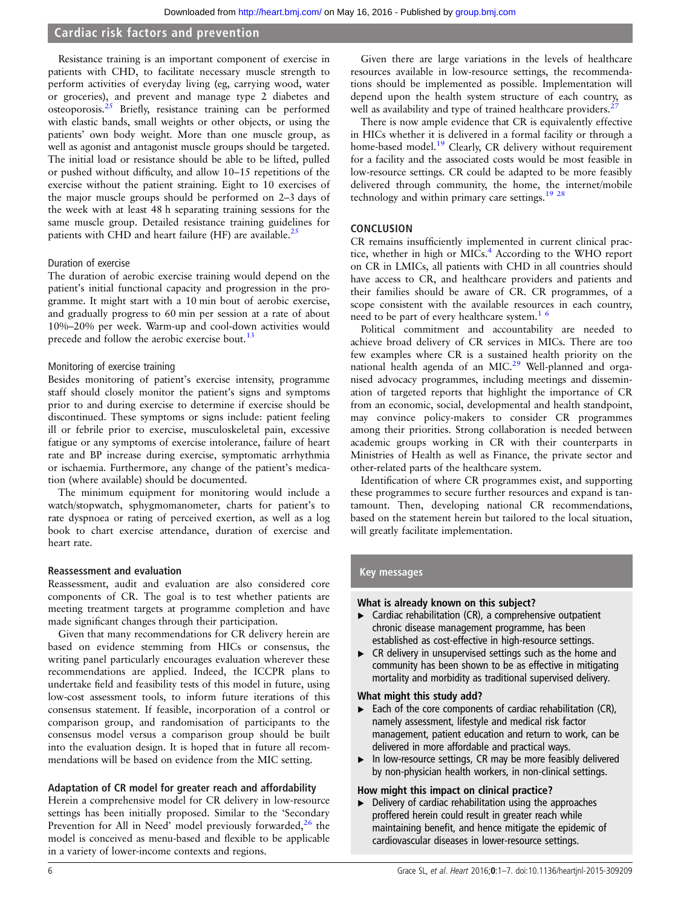Resistance training is an important component of exercise in patients with CHD, to facilitate necessary muscle strength to perform activities of everyday living (eg, carrying wood, water or groceries), and prevent and manage type 2 diabetes and osteoporosis.[25] Briefly, resistance training can be performed with elastic bands, small weights or other objects, or using the patients' own body weight. More than one muscle group, as well as agonist and antagonist muscle groups should be targeted. The initial load or resistance should be able to be lifted, pulled or pushed without difficulty, and allow 10–15 repetitions of the exercise without the patient straining. Eight to 10 exercises of the major muscle groups should be performed on 2–3 days of the week with at least 48 h separating training sessions for the same muscle group. Detailed resistance training guidelines for patients with CHD and heart failure (HF) are available.[25]

#### Duration of exercise

The duration of aerobic exercise training would depend on the patient's initial functional capacity and progression in the programme. It might start with a 10 min bout of aerobic exercise, and gradually progress to 60 min per session at a rate of about 10%–20% per week. Warm-up and cool-down activities would precede and follow the aerobic exercise bout.[13]

#### Monitoring of exercise training

Besides monitoring of patient's exercise intensity, programme staff should closely monitor the patient's signs and symptoms prior to and during exercise to determine if exercise should be discontinued. These symptoms or signs include: patient feeling ill or febrile prior to exercise, musculoskeletal pain, excessive fatigue or any symptoms of exercise intolerance, failure of heart rate and BP increase during exercise, symptomatic arrhythmia or ischaemia. Furthermore, any change of the patient's medication (where available) should be documented.

The minimum equipment for monitoring would include a watch/stopwatch, sphygmomanometer, charts for patient's to rate dyspnoea or rating of perceived exertion, as well as a log book to chart exercise attendance, duration of exercise and heart rate.

### Reassessment and evaluation

Reassessment, audit and evaluation are also considered core components of CR. The goal is to test whether patients are meeting treatment targets at programme completion and have made significant changes through their participation.

Given that many recommendations for CR delivery herein are based on evidence stemming from HICs or consensus, the writing panel particularly encourages evaluation wherever these recommendations are applied. Indeed, the ICCPR plans to undertake field and feasibility tests of this model in future, using low-cost assessment tools, to inform future iterations of this consensus statement. If feasible, incorporation of a control or comparison group, and randomisation of participants to the consensus model versus a comparison group should be built into the evaluation design. It is hoped that in future all recommendations will be based on evidence from the MIC setting.

### Adaptation of CR model for greater reach and affordability

Herein a comprehensive model for CR delivery in low-resource settings has been initially proposed. Similar to the 'Secondary Prevention for All in Need' model previously forwarded,[26] the model is conceived as menu-based and flexible to be applicable in a variety of lower-income contexts and regions.

Given there are large variations in the levels of healthcare resources available in low-resource settings, the recommendations should be implemented as possible. Implementation will depend upon the health system structure of each country, as well as availability and type of trained healthcare providers.[27]

There is now ample evidence that CR is equivalently effective in HICs whether it is delivered in a formal facility or through a home-based model.[19] Clearly, CR delivery without requirement for a facility and the associated costs would be most feasible in low-resource settings. CR could be adapted to be more feasibly delivered through community, the home, the internet/mobile technology and within primary care settings.[19 28]

## CONCLUSION

CR remains insufficiently implemented in current clinical practice, whether in high or MICs.[4] According to the WHO report on CR in LMICs, all patients with CHD in all countries should have access to CR, and healthcare providers and patients and their families should be aware of CR. CR programmes, of a scope consistent with the available resources in each country, need to be part of every healthcare system.[1 6]

Political commitment and accountability are needed to achieve broad delivery of CR services in MICs. There are too few examples where CR is a sustained health priority on the national health agenda of an MIC.[29] Well-planned and organised advocacy programmes, including meetings and dissemination of targeted reports that highlight the importance of CR from an economic, social, developmental and health standpoint, may convince policy-makers to consider CR programmes among their priorities. Strong collaboration is needed between academic groups working in CR with their counterparts in Ministries of Health as well as Finance, the private sector and other-related parts of the healthcare system.

Identification of where CR programmes exist, and supporting these programmes to secure further resources and expand is tantamount. Then, developing national CR recommendations, based on the statement herein but tailored to the local situation, will greatly facilitate implementation.

### Key messages

**What is already known on this subject?**

- Cardiac rehabilitation (CR), a comprehensive outpatient chronic disease management programme, has been established as cost-effective in high-resource settings.
- CR delivery in unsupervised settings such as the home and community has been shown to be as effective in mitigating mortality and morbidity as traditional supervised delivery.

**What might this study add?**

- Each of the core components of cardiac rehabilitation (CR), namely assessment, lifestyle and medical risk factor management, patient education and return to work, can be delivered in more affordable and practical ways.
- In low-resource settings, CR may be more feasibly delivered by non-physician health workers, in non-clinical settings.

**How might this impact on clinical practice?**

- Delivery of cardiac rehabilitation using the approaches proffered herein could result in greater reach while maintaining benefit, and hence mitigate the epidemic of cardiovascular diseases in lower-resource settings.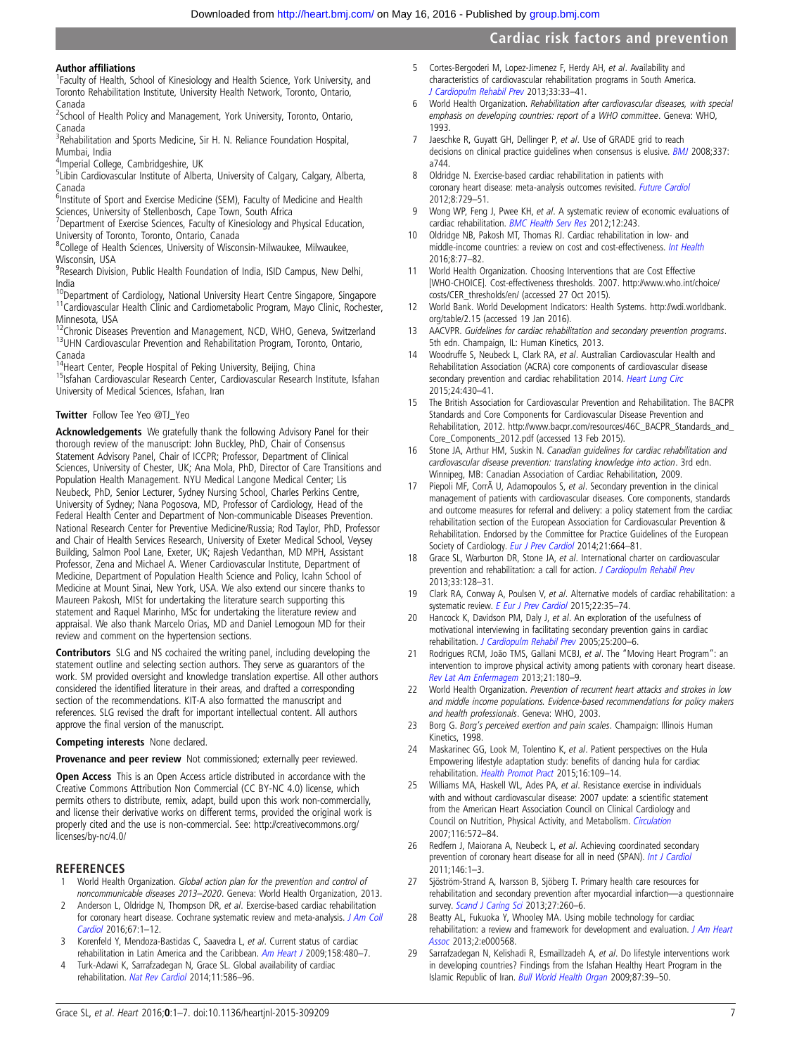**Author affiliations**

[1]Faculty of Health, School of Kinesiology and Health Science, York University, and Toronto Rehabilitation Institute, University Health Network, Toronto, Ontario, Canada
[2]School of Health Policy and Management, York University, Toronto, Ontario, Canada
[3]Rehabilitation and Sports Medicine, Sir H. N. Reliance Foundation Hospital, Mumbai, India
[4]Imperial College, Cambridgeshire, UK
[5]Libin Cardiovascular Institute of Alberta, University of Calgary, Calgary, Alberta, Canada
[6]Institute of Sport and Exercise Medicine (SEM), Faculty of Medicine and Health Sciences, University of Stellenbosch, Cape Town, South Africa
[7]Department of Exercise Sciences, Faculty of Kinesiology and Physical Education, University of Toronto, Toronto, Ontario, Canada
[8]College of Health Sciences, University of Wisconsin-Milwaukee, Milwaukee, Wisconsin, USA
[9]Research Division, Public Health Foundation of India, ISID Campus, New Delhi, India
[10]Department of Cardiology, National University Heart Centre Singapore, Singapore
[11]Cardiovascular Health Clinic and Cardiometabolic Program, Mayo Clinic, Rochester, Minnesota, USA
[12]Chronic Diseases Prevention and Management, NCD, WHO, Geneva, Switzerland
[13]UHN Cardiovascular Prevention and Rehabilitation Program, Toronto, Ontario, Canada
[14]Heart Center, People Hospital of Peking University, Beijing, China
[15]Isfahan Cardiovascular Research Center, Cardiovascular Research Institute, Isfahan University of Medical Sciences, Isfahan, Iran

**Twitter** Follow Tee Yeo @TJ_Yeo

**Acknowledgements** We gratefully thank the following Advisory Panel for their thorough review of the manuscript: John Buckley, PhD, Chair of Consensus Statement Advisory Panel, Chair of ICCPR; Professor, Department of Clinical Sciences, University of Chester, UK; Ana Mola, PhD, Director of Care Transitions and Population Health Management. NYU Medical Langone Medical Center; Lis Neubeck, PhD, Senior Lecturer, Sydney Nursing School, Charles Perkins Centre, University of Sydney; Nana Pogosova, MD, Professor of Cardiology, Head of the Federal Health Center and Department of Non-communicable Diseases Prevention. National Research Center for Preventive Medicine/Russia; Rod Taylor, PhD, Professor and Chair of Health Services Research, University of Exeter Medical School, Veysey Building, Salmon Pool Lane, Exeter, UK; Rajesh Vedanthan, MD MPH, Assistant Professor, Zena and Michael A. Wiener Cardiovascular Institute, Department of Medicine, Department of Population Health Science and Policy, Icahn School of Medicine at Mount Sinai, New York, USA. We also extend our sincere thanks to Maureen Pakosh, MISt for undertaking the literature search supporting this statement and Raquel Marinho, MSc for undertaking the literature review and appraisal. We also thank Marcelo Orias, MD and Daniel Lemogoun MD for their review and comment on the hypertension sections.

**Contributors** SLG and NS cochaired the writing panel, including developing the statement outline and selecting section authors. They serve as guarantors of the work. SM provided oversight and knowledge translation expertise. All other authors considered the identified literature in their areas, and drafted a corresponding section of the recommendations. KIT-A also formatted the manuscript and references. SLG revised the draft for important intellectual content. All authors approve the final version of the manuscript.

**Competing interests** None declared.

**Provenance and peer review** Not commissioned; externally peer reviewed.

**Open Access** This is an Open Access article distributed in accordance with the Creative Commons Attribution Non Commercial (CC BY-NC 4.0) license, which permits others to distribute, remix, adapt, build upon this work non-commercially, and license their derivative works on different terms, provided the original work is properly cited and the use is non-commercial. See: http://creativecommons.org/licenses/by-nc/4.0/

## REFERENCES

1. World Health Organization. *Global action plan for the prevention and control of noncommunicable diseases 2013–2020*. Geneva: World Health Organization, 2013.
2. Anderson L, Oldridge N, Thompson DR, *et al*. Exercise-based cardiac rehabilitation for coronary heart disease. Cochrane systematic review and meta-analysis. *J Am Coll Cardiol* 2016;67:1–12.
3. Korenfeld Y, Mendoza-Bastidas C, Saavedra L, *et al*. Current status of cardiac rehabilitation in Latin America and the Caribbean. *Am Heart J* 2009;158:480–7.
4. Turk-Adawi K, Sarrafzadegan N, Grace SL. Global availability of cardiac rehabilitation. *Nat Rev Cardiol* 2014;11:586–96.
5. Cortes-Bergoderi M, Lopez-Jimenez F, Herdy AH, *et al*. Availability and characteristics of cardiovascular rehabilitation programs in South America. *J Cardiopulm Rehabil Prev* 2013;33:33–41.
6. World Health Organization. *Rehabilitation after cardiovascular diseases, with special emphasis on developing countries: report of a WHO committee*. Geneva: WHO, 1993.
7. Jaeschke R, Guyatt GH, Dellinger P, *et al*. Use of GRADE grid to reach decisions on clinical practice guidelines when consensus is elusive. *BMJ* 2008;337: a744.
8. Oldridge N. Exercise-based cardiac rehabilitation in patients with coronary heart disease: meta-analysis outcomes revisited. *Future Cardiol* 2012;8:729–51.
9. Wong WP, Feng J, Pwee KH, *et al*. A systematic review of economic evaluations of cardiac rehabilitation. *BMC Health Serv Res* 2012;12:243.
10. Oldridge NB, Pakosh MT, Thomas RJ. Cardiac rehabilitation in low- and middle-income countries: a review on cost and cost-effectiveness. *Int Health* 2016;8:77–82.
11. World Health Organization. Choosing Interventions that are Cost Effective [WHO-CHOICE]. Cost-effectiveness thresholds. 2007. http://www.who.int/choice/costs/CER_thresholds/en/ (accessed 27 Oct 2015).
12. World Bank. World Development Indicators: Health Systems. http://wdi.worldbank.org/table/2.15 (accessed 19 Jan 2016).
13. AACVPR. *Guidelines for cardiac rehabilitation and secondary prevention programs*. 5th edn. Champaign, IL: Human Kinetics, 2013.
14. Woodruffe S, Neubeck L, Clark RA, *et al*. Australian Cardiovascular Health and Rehabilitation Association (ACRA) core components of cardiovascular disease secondary prevention and cardiac rehabilitation 2014. *Heart Lung Circ* 2015;24:430–41.
15. The British Association for Cardiovascular Prevention and Rehabilitation. The BACPR Standards and Core Components for Cardiovascular Disease Prevention and Rehabilitation, 2012. http://www.bacpr.com/resources/46C_BACPR_Standards_and_Core_Components_2012.pdf (accessed 13 Feb 2015).
16. Stone JA, Arthur HM, Suskin N. *Canadian guidelines for cardiac rehabilitation and cardiovascular disease prevention: translating knowledge into action*. 3rd edn. Winnipeg, MB: Canadian Association of Cardiac Rehabilitation, 2009.
17. Piepoli MF, CorrÃ U, Adamopoulos S, *et al*. Secondary prevention in the clinical management of patients with cardiovascular diseases. Core components, standards and outcome measures for referral and delivery: a policy statement from the cardiac rehabilitation section of the European Association for Cardiovascular Prevention & Rehabilitation. Endorsed by the Committee for Practice Guidelines of the European Society of Cardiology. *Eur J Prev Cardiol* 2014;21:664–81.
18. Grace SL, Warburton DR, Stone JA, *et al*. International charter on cardiovascular prevention and rehabilitation: a call for action. *J Cardiopulm Rehabil Prev* 2013;33:128–31.
19. Clark RA, Conway A, Poulsen V, *et al*. Alternative models of cardiac rehabilitation: a systematic review. *E Eur J Prev Cardiol* 2015;22:35–74.
20. Hancock K, Davidson PM, Daly J, *et al*. An exploration of the usefulness of motivational interviewing in facilitating secondary prevention gains in cardiac rehabilitation. *J Cardiopulm Rehabil Prev* 2005;25:200–6.
21. Rodrigues RCM, João TMS, Gallani MCBJ, *et al*. The "Moving Heart Program": an intervention to improve physical activity among patients with coronary heart disease. *Rev Lat Am Enfermagem* 2013;21:180–9.
22. World Health Organization. *Prevention of recurrent heart attacks and strokes in low and middle income populations. Evidence-based recommendations for policy makers and health professionals*. Geneva: WHO, 2003.
23. Borg G. *Borg's perceived exertion and pain scales*. Champaign: Illinois Human Kinetics, 1998.
24. Maskarinec GG, Look M, Tolentino K, *et al*. Patient perspectives on the Hula Empowering lifestyle adaptation study: benefits of dancing hula for cardiac rehabilitation. *Health Promot Pract* 2015;16:109–14.
25. Williams MA, Haskell WL, Ades PA, *et al*. Resistance exercise in individuals with and without cardiovascular disease: 2007 update: a scientific statement from the American Heart Association Council on Clinical Cardiology and Council on Nutrition, Physical Activity, and Metabolism. *Circulation* 2007;116:572–84.
26. Redfern J, Maiorana A, Neubeck L, *et al*. Achieving coordinated secondary prevention of coronary heart disease for all in need (SPAN). *Int J Cardiol* 2011;146:1–3.
27. Sjöström-Strand A, Ivarsson B, Sjöberg T. Primary health care resources for rehabilitation and secondary prevention after myocardial infarction—a questionnaire survey. *Scand J Caring Sci* 2013;27:260–6.
28. Beatty AL, Fukuoka Y, Whooley MA. Using mobile technology for cardiac rehabilitation: a review and framework for development and evaluation. *J Am Heart Assoc* 2013;2:e000568.
29. Sarrafzadegan N, Kelishadi R, Esmaillzadeh A, *et al*. Do lifestyle interventions work in developing countries? Findings from the Isfahan Healthy Heart Program in the Islamic Republic of Iran. *Bull World Health Organ* 2009;87:39–50.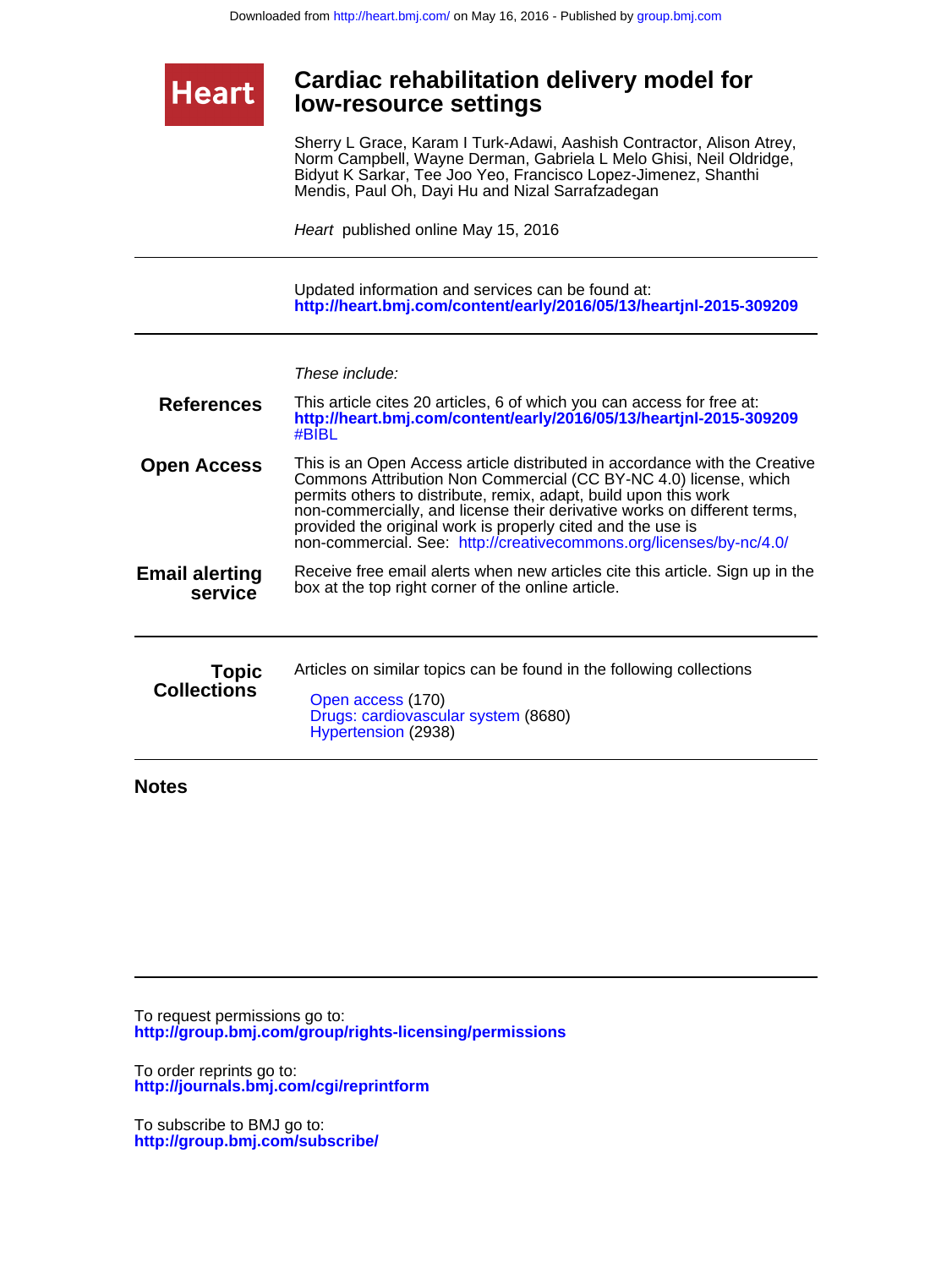Downloaded from http://heart.bmj.com/ on May 16, 2016 - Published by group.bmj.com

Heart

# Cardiac rehabilitation delivery model for low-resource settings

Sherry L Grace, Karam I Turk-Adawi, Aashish Contractor, Alison Atrey, Norm Campbell, Wayne Derman, Gabriela L Melo Ghisi, Neil Oldridge, Bidyut K Sarkar, Tee Joo Yeo, Francisco Lopez-Jimenez, Shanthi Mendis, Paul Oh, Dayi Hu and Nizal Sarrafzadegan

*Heart* published online May 15, 2016

Updated information and services can be found at:
**http://heart.bmj.com/content/early/2016/05/13/heartjnl-2015-309209**

*These include:*

**References**

This article cites 20 articles, 6 of which you can access for free at:
**http://heart.bmj.com/content/early/2016/05/13/heartjnl-2015-309209#BIBL**

**Open Access**

This is an Open Access article distributed in accordance with the Creative Commons Attribution Non Commercial (CC BY-NC 4.0) license, which permits others to distribute, remix, adapt, build upon this work non-commercially, and license their derivative works on different terms, provided the original work is properly cited and the use is non-commercial. See: http://creativecommons.org/licenses/by-nc/4.0/

**Email alerting service**

Receive free email alerts when new articles cite this article. Sign up in the box at the top right corner of the online article.

**Topic Collections**

Articles on similar topics can be found in the following collections

- Open access (170)
- Drugs: cardiovascular system (8680)
- Hypertension (2938)

## Notes

To request permissions go to:
**http://group.bmj.com/group/rights-licensing/permissions**

To order reprints go to:
**http://journals.bmj.com/cgi/reprintform**

To subscribe to BMJ go to:
**http://group.bmj.com/subscribe/**